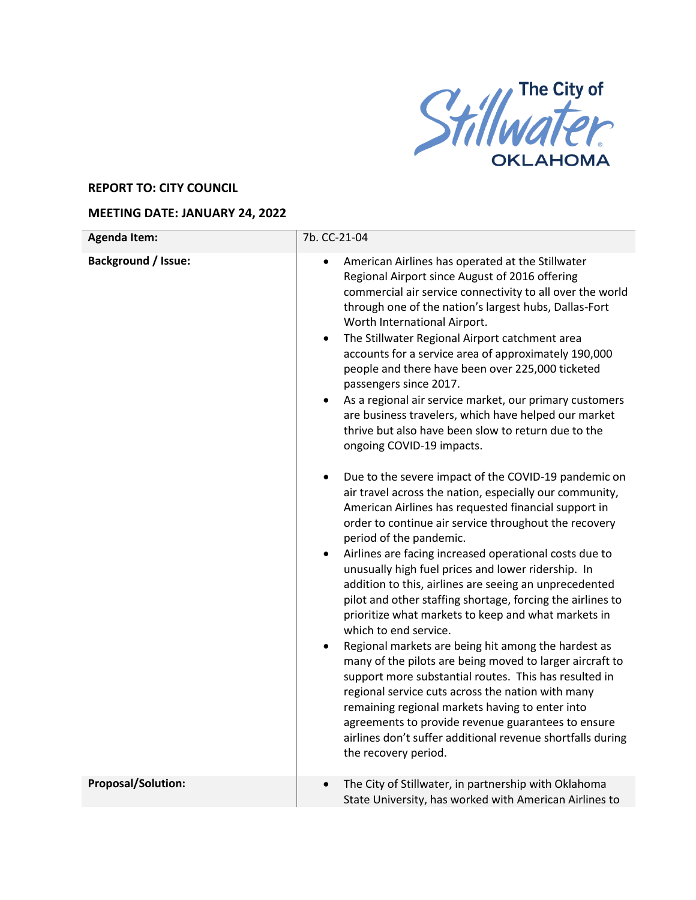**REPORT TO: CITY COUNCIL**

**MEETING DATE: JANUARY 24, 2022**

| **Agenda Item:** | 7b. CC-21-04 |
|---|---|
| **Background / Issue:** | • American Airlines has operated at the Stillwater Regional Airport since August of 2016 offering commercial air service connectivity to all over the world through one of the nation's largest hubs, Dallas-Fort Worth International Airport.<br>• The Stillwater Regional Airport catchment area accounts for a service area of approximately 190,000 people and there have been over 225,000 ticketed passengers since 2017.<br>• As a regional air service market, our primary customers are business travelers, which have helped our market thrive but also have been slow to return due to the ongoing COVID-19 impacts.<br><br>• Due to the severe impact of the COVID-19 pandemic on air travel across the nation, especially our community, American Airlines has requested financial support in order to continue air service throughout the recovery period of the pandemic.<br>• Airlines are facing increased operational costs due to unusually high fuel prices and lower ridership. In addition to this, airlines are seeing an unprecedented pilot and other staffing shortage, forcing the airlines to prioritize what markets to keep and what markets in which to end service.<br>• Regional markets are being hit among the hardest as many of the pilots are being moved to larger aircraft to support more substantial routes. This has resulted in regional service cuts across the nation with many remaining regional markets having to enter into agreements to provide revenue guarantees to ensure airlines don't suffer additional revenue shortfalls during the recovery period. |
| **Proposal/Solution:** | • The City of Stillwater, in partnership with Oklahoma State University, has worked with American Airlines to |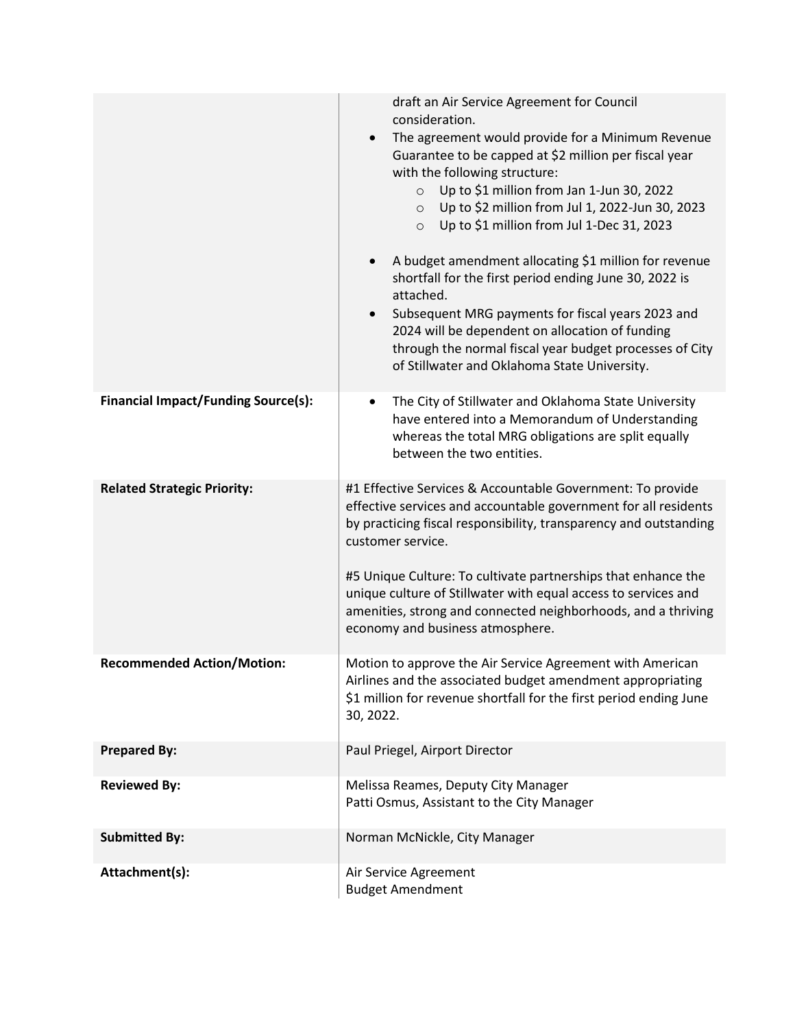| | |
|---|---|
| | draft an Air Service Agreement for Council consideration.<br>• The agreement would provide for a Minimum Revenue Guarantee to be capped at $2 million per fiscal year with the following structure:<br>  ○ Up to $1 million from Jan 1-Jun 30, 2022<br>  ○ Up to $2 million from Jul 1, 2022-Jun 30, 2023<br>  ○ Up to $1 million from Jul 1-Dec 31, 2023<br><br>• A budget amendment allocating $1 million for revenue shortfall for the first period ending June 30, 2022 is attached.<br>• Subsequent MRG payments for fiscal years 2023 and 2024 will be dependent on allocation of funding through the normal fiscal year budget processes of City of Stillwater and Oklahoma State University. |
| **Financial Impact/Funding Source(s):** | • The City of Stillwater and Oklahoma State University have entered into a Memorandum of Understanding whereas the total MRG obligations are split equally between the two entities. |
| **Related Strategic Priority:** | #1 Effective Services & Accountable Government: To provide effective services and accountable government for all residents by practicing fiscal responsibility, transparency and outstanding customer service.<br><br>#5 Unique Culture: To cultivate partnerships that enhance the unique culture of Stillwater with equal access to services and amenities, strong and connected neighborhoods, and a thriving economy and business atmosphere. |
| **Recommended Action/Motion:** | Motion to approve the Air Service Agreement with American Airlines and the associated budget amendment appropriating $1 million for revenue shortfall for the first period ending June 30, 2022. |
| **Prepared By:** | Paul Priegel, Airport Director |
| **Reviewed By:** | Melissa Reames, Deputy City Manager<br>Patti Osmus, Assistant to the City Manager |
| **Submitted By:** | Norman McNickle, City Manager |
| **Attachment(s):** | Air Service Agreement<br>Budget Amendment |